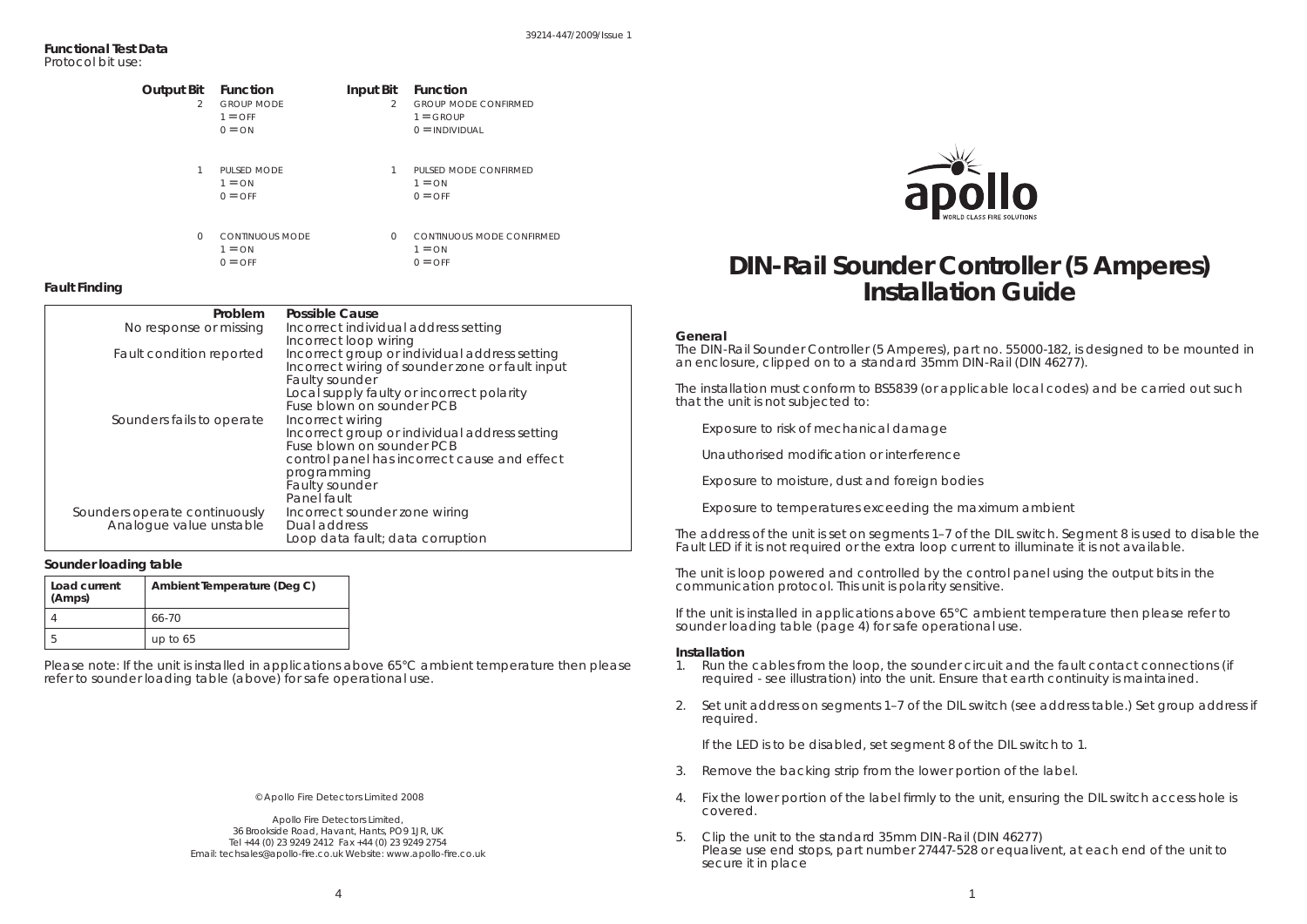39214-447/2009/Issue 1

**Functional Test Data**
Protocol bit use:

| Output Bit | Function | Input Bit | Function |
|---|---|---|---|
| 2 | GROUP MODE<br>1 = OFF<br>0 = ON | 2 | GROUP MODE CONFIRMED<br>1 = GROUP<br>0 = INDIVIDUAL |
| 1 | PULSED MODE<br>1 = ON<br>0 = OFF | 1 | PULSED MODE CONFIRMED<br>1 = ON<br>0 = OFF |
| 0 | CONTINUOUS MODE<br>1 = ON<br>0 = OFF | 0 | CONTINUOUS MODE CONFIRMED<br>1 = ON<br>0 = OFF |

**Fault Finding**

| Problem | Possible Cause |
|---|---|
| No response or missing | Incorrect individual address setting<br>Incorrect loop wiring |
| Fault condition reported | Incorrect group or individual address setting<br>Incorrect wiring of sounder zone or fault input<br>Faulty sounder<br>Local supply faulty or incorrect polarity<br>Fuse blown on sounder PCB |
| Sounders fails to operate | Incorrect wiring<br>Incorrect group or individual address setting<br>Fuse blown on sounder PCB<br>control panel has incorrect cause and effect programming<br>Faulty sounder<br>Panel fault |
| Sounders operate continuously | Incorrect sounder zone wiring |
| Analogue value unstable | Dual address<br>Loop data fault; data corruption |

**Sounder loading table**

| Load current (Amps) | Ambient Temperature (Deg C) |
|---|---|
| 4 | 66-70 |
| 5 | up to 65 |

Please note: If the unit is installed in applications above 65°C ambient temperature then please refer to sounder loading table (above) for safe operational use.

© Apollo Fire Detectors Limited 2008

Apollo Fire Detectors Limited,
36 Brookside Road, Havant, Hants, PO9 1JR, UK
Tel +44 (0) 23 9249 2412 Fax +44 (0) 23 9249 2754
Email: techsales@apollo-fire.co.uk Website: www.apollo-fire.co.uk

apollo
WORLD CLASS FIRE SOLUTIONS

# DIN-Rail Sounder Controller (5 Amperes) Installation Guide

**General**
The DIN-Rail Sounder Controller (5 Amperes), part no. 55000-182, is designed to be mounted in an enclosure, clipped on to a standard 35mm DIN-Rail (DIN 46277).

The installation must conform to BS5839 (or applicable local codes) and be carried out such that the unit is not subjected to:

Exposure to risk of mechanical damage

Unauthorised modification or interference

Exposure to moisture, dust and foreign bodies

Exposure to temperatures exceeding the maximum ambient

The address of the unit is set on segments 1–7 of the DIL switch. Segment 8 is used to disable the Fault LED if it is not required or the extra loop current to illuminate it is not available.

The unit is loop powered and controlled by the control panel using the output bits in the communication protocol. This unit is polarity sensitive.

If the unit is installed in applications above 65°C ambient temperature then please refer to sounder loading table (page 4) for safe operational use.

**Installation**

1. Run the cables from the loop, the sounder circuit and the fault contact connections (if required - see illustration) into the unit. Ensure that earth continuity is maintained.

2. Set unit address on segments 1–7 of the DIL switch (see address table.) Set group address if required.

   If the LED is to be disabled, set segment 8 of the DIL switch to 1.

3. Remove the backing strip from the lower portion of the label.

4. Fix the lower portion of the label firmly to the unit, ensuring the DIL switch access hole is covered.

5. Clip the unit to the standard 35mm DIN-Rail (DIN 46277)
   Please use end stops, part number 27447-528 or equalivent, at each end of the unit to secure it in place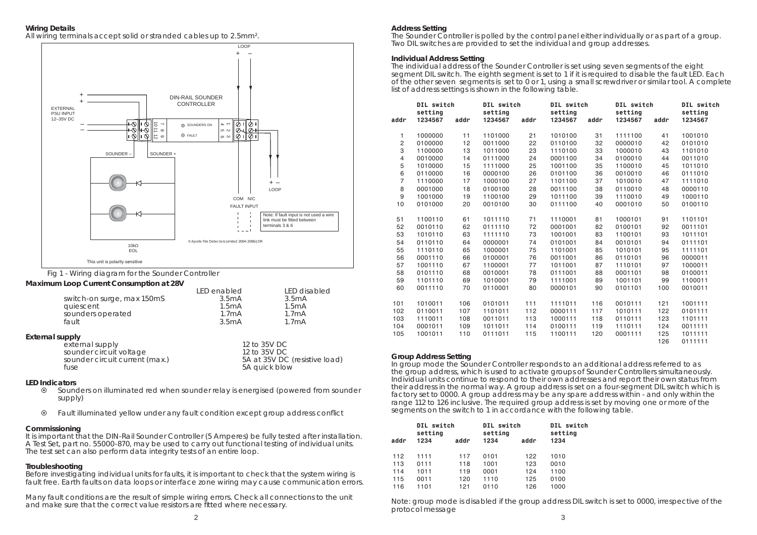### Wiring Details

All wiring terminals accept solid or stranded cables up to 2.5mm².

LOOP
\+ –
\+
\+
EXTERNAL PSU INPUT 12–35V DC
–
–
DIN-RAIL SOUNDER CONTROLLER
7 8 9
10 11 12
SOUNDERS ON
FAULT
1 2 3
4 5 6
SOUNDER –
SOUNDER +
\+ –
LOOP
COM N/C
FAULT INPUT
Note: If fault input is not used a wire link must be fitted between terminals 3 & 6
10kΩ EOL
© Apollo Fire Detectors Limited 2004-2006/JDR
This unit is polarity sensitive

Fig 1 - Wiring diagram for the Sounder Controller

### Maximum Loop Current Consumption at 28V

| | LED enabled | LED disabled |
|---|---|---|
| switch-on surge, max 150mS | 3.5mA | 3.5mA |
| quiescent | 1.5mA | 1.5mA |
| sounders operated | 1.7mA | 1.7mA |
| fault | 3.5mA | 1.7mA |

### External supply

| | |
|---|---|
| external supply | 12 to 35V DC |
| sounder circuit voltage | 12 to 35V DC |
| sounder circuit current (max.) | 5A at 35V DC (resistive load) |
| fuse | 5A quick blow |

### LED Indicators

- Sounders on illuminated red when sounder relay is energised (powered from sounder supply)
- Fault illuminated yellow under any fault condition except group address conflict

### Commissioning

It is important that the DIN-Rail Sounder Controller (5 Amperes) be fully tested after installation. A Test Set, part no. 55000-870, may be used to carry out functional testing of individual units. The test set can also perform data integrity tests of an entire loop.

### Troubleshooting

Before investigating individual units for faults, it is important to check that the system wiring is fault free. Earth faults on data loops or interface zone wiring may cause communication errors.

Many fault conditions are the result of simple wiring errors. Check all connections to the unit and make sure that the correct value resistors are fitted where necessary.

### Address Setting

The Sounder Controller is polled by the control panel either individually or as part of a group. Two DIL switches are provided to set the individual and group addresses.

### Individual Address Setting

The individual address of the Sounder Controller is set using seven segments of the eight segment DIL switch. The eighth segment is set to 1 if it is required to disable the fault LED. Each of the other seven segments is set to 0 or 1, using a small screwdriver or similar tool. A complete list of address settings is shown in the following table.

| addr | DIL switch setting 1234567 | addr | DIL switch setting 1234567 | addr | DIL switch setting 1234567 | addr | DIL switch setting 1234567 | addr | DIL switch setting 1234567 |
|---|---|---|---|---|---|---|---|---|---|
| 1 | 1000000 | 11 | 1101000 | 21 | 1010100 | 31 | 1111100 | 41 | 1001010 |
| 2 | 0100000 | 12 | 0011000 | 22 | 0110100 | 32 | 0000010 | 42 | 0101010 |
| 3 | 1100000 | 13 | 1011000 | 23 | 1110100 | 33 | 1000010 | 43 | 1101010 |
| 4 | 0010000 | 14 | 0111000 | 24 | 0001100 | 34 | 0100010 | 44 | 0011010 |
| 5 | 1010000 | 15 | 1111000 | 25 | 1001100 | 35 | 1100010 | 45 | 1011010 |
| 6 | 0110000 | 16 | 0000100 | 26 | 0101100 | 36 | 0010010 | 46 | 0111010 |
| 7 | 1110000 | 17 | 1000100 | 27 | 1101100 | 37 | 1010010 | 47 | 1111010 |
| 8 | 0001000 | 18 | 0100100 | 28 | 0011100 | 38 | 0110010 | 48 | 0000110 |
| 9 | 1001000 | 19 | 1100100 | 29 | 1011100 | 39 | 1110010 | 49 | 1000110 |
| 10 | 0101000 | 20 | 0010100 | 30 | 0111100 | 40 | 0001010 | 50 | 0100110 |
| 51 | 1100110 | 61 | 1011110 | 71 | 1110001 | 81 | 1000101 | 91 | 1101101 |
| 52 | 0010110 | 62 | 0111110 | 72 | 0001001 | 82 | 0100101 | 92 | 0011101 |
| 53 | 1010110 | 63 | 1111110 | 73 | 1001001 | 83 | 1100101 | 93 | 1011101 |
| 54 | 0110110 | 64 | 0000001 | 74 | 0101001 | 84 | 0010101 | 94 | 0111101 |
| 55 | 1110110 | 65 | 1000001 | 75 | 1101001 | 85 | 1010101 | 95 | 1111101 |
| 56 | 0001110 | 66 | 0100001 | 76 | 0011001 | 86 | 0110101 | 96 | 0000011 |
| 57 | 1001110 | 67 | 1100001 | 77 | 1011001 | 87 | 1110101 | 97 | 1000011 |
| 58 | 0101110 | 68 | 0010001 | 78 | 0111001 | 88 | 0001101 | 98 | 0100011 |
| 59 | 1101110 | 69 | 1010001 | 79 | 1111001 | 89 | 1001101 | 99 | 1100011 |
| 60 | 0011110 | 70 | 0110001 | 80 | 0000101 | 90 | 0101101 | 100 | 0010011 |
| 101 | 1010011 | 106 | 0101011 | 111 | 1111011 | 116 | 0010111 | 121 | 1001111 |
| 102 | 0110011 | 107 | 1101011 | 112 | 0000111 | 117 | 1010111 | 122 | 0101111 |
| 103 | 1110011 | 108 | 0011011 | 113 | 1000111 | 118 | 0110111 | 123 | 1101111 |
| 104 | 0001011 | 109 | 1011011 | 114 | 0100111 | 119 | 1110111 | 124 | 0011111 |
| 105 | 1001011 | 110 | 0111011 | 115 | 1100111 | 120 | 0001111 | 125 | 1011111 |
| | | | | | | | | 126 | 0111111 |

### Group Address Setting

In group mode the Sounder Controller responds to an additional address referred to as the group address, which is used to activate groups of Sounder Controllers simultaneously. Individual units continue to respond to their own addresses and report their own status from their address in the normal way. A group address is set on a four-segment DIL switch which is factory set to 0000. A group address may be any spare address within - and only within the range 112 to 126 inclusive. The required group address is set by moving one or more of the segments on the switch to 1 in accordance with the following table.

| addr | DIL switch setting 1234 | addr | DIL switch setting 1234 | addr | DIL switch setting 1234 |
|---|---|---|---|---|---|
| 112 | 1111 | 117 | 0101 | 122 | 1010 |
| 113 | 0111 | 118 | 1001 | 123 | 0010 |
| 114 | 1011 | 119 | 0001 | 124 | 1100 |
| 115 | 0011 | 120 | 1110 | 125 | 0100 |
| 116 | 1101 | 121 | 0110 | 126 | 1000 |

Note: group mode is disabled if the group address DIL switch is set to 0000, irrespective of the protocol message